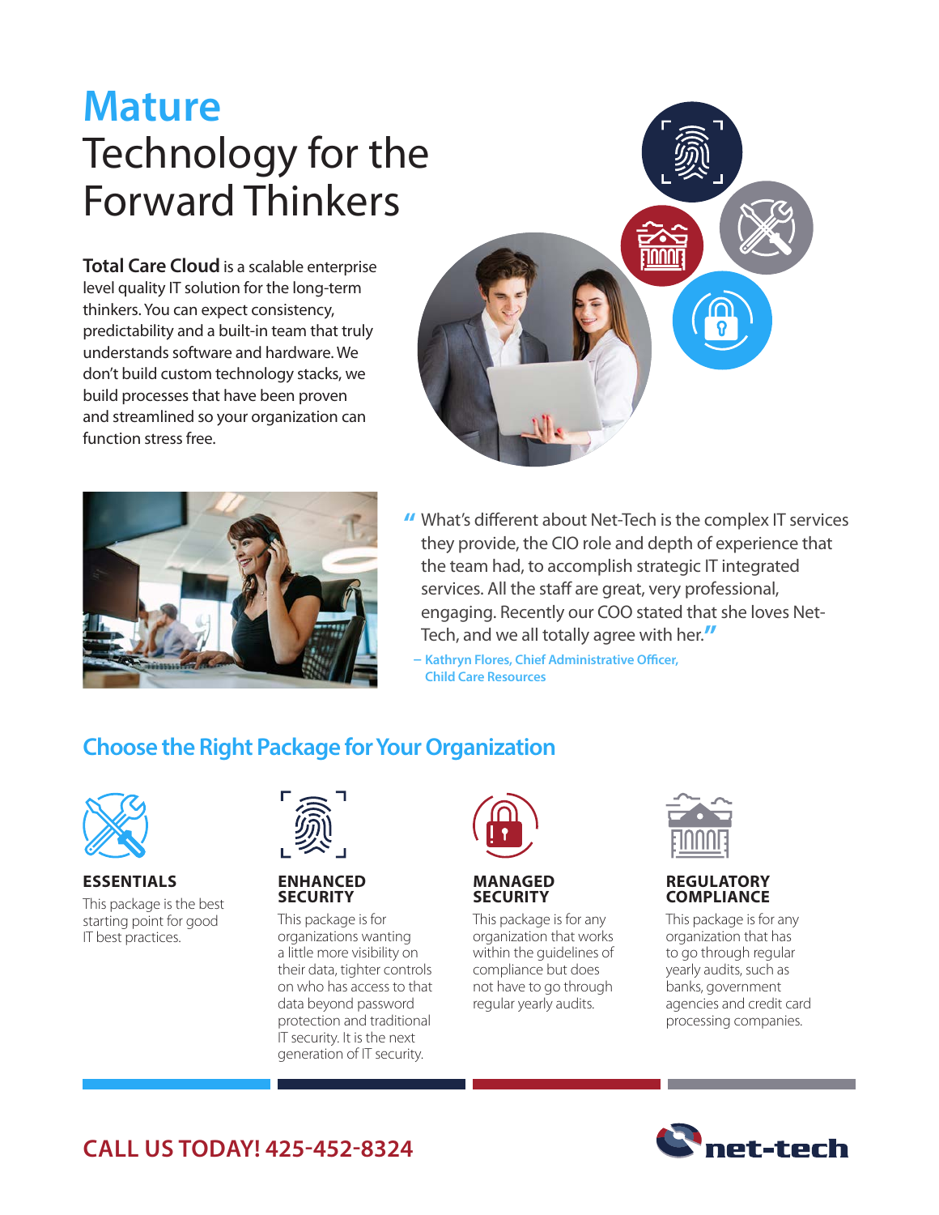# Mature Technology for the Forward Thinkers

**Total Care Cloud** is a scalable enterprise level quality IT solution for the long-term thinkers. You can expect consistency, predictability and a built-in team that truly understands software and hardware. We don't build custom technology stacks, we build processes that have been proven and streamlined so your organization can function stress free.

> "What's different about Net-Tech is the complex IT services they provide, the CIO role and depth of experience that the team had, to accomplish strategic IT integrated services. All the staff are great, very professional, engaging. Recently our COO stated that she loves Net-Tech, and we all totally agree with her."
>
> – **Kathryn Flores, Chief Administrative Officer, Child Care Resources**

## Choose the Right Package for Your Organization

### ESSENTIALS

This package is the best starting point for good IT best practices.

### ENHANCED SECURITY

This package is for organizations wanting a little more visibility on their data, tighter controls on who has access to that data beyond password protection and traditional IT security. It is the next generation of IT security.

### MANAGED SECURITY

This package is for any organization that works within the guidelines of compliance but does not have to go through regular yearly audits.

### REGULATORY COMPLIANCE

This package is for any organization that has to go through regular yearly audits, such as banks, government agencies and credit card processing companies.

**CALL US TODAY! 425-452-8324**

net-tech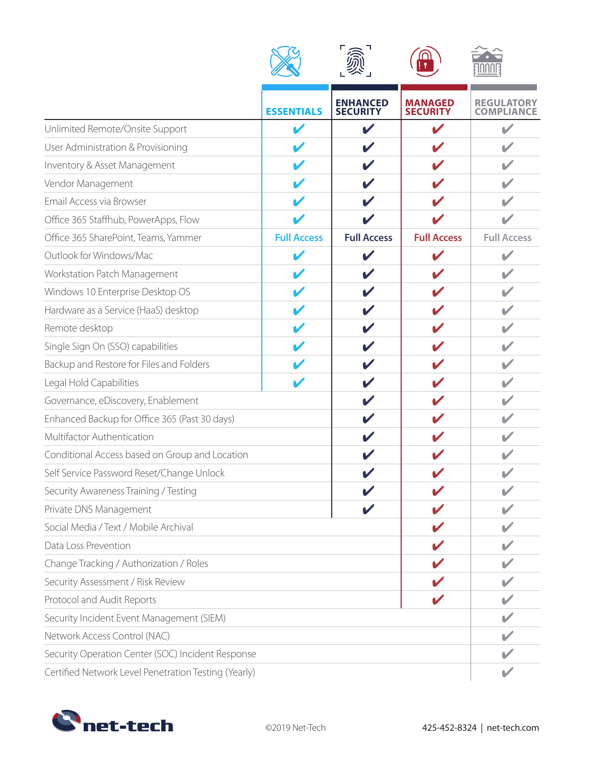| | ESSENTIALS | ENHANCED SECURITY | MANAGED SECURITY | REGULATORY COMPLIANCE |
|---|---|---|---|---|
| Unlimited Remote/Onsite Support | ✔ | ✔ | ✔ | ✔ |
| User Administration & Provisioning | ✔ | ✔ | ✔ | ✔ |
| Inventory & Asset Management | ✔ | ✔ | ✔ | ✔ |
| Vendor Management | ✔ | ✔ | ✔ | ✔ |
| Email Access via Browser | ✔ | ✔ | ✔ | ✔ |
| Office 365 Staffhub, PowerApps, Flow | ✔ | ✔ | ✔ | ✔ |
| Office 365 SharePoint, Teams, Yammer | Full Access | Full Access | Full Access | Full Access |
| Outlook for Windows/Mac | ✔ | ✔ | ✔ | ✔ |
| Workstation Patch Management | ✔ | ✔ | ✔ | ✔ |
| Windows 10 Enterprise Desktop OS | ✔ | ✔ | ✔ | ✔ |
| Hardware as a Service (HaaS) desktop | ✔ | ✔ | ✔ | ✔ |
| Remote desktop | ✔ | ✔ | ✔ | ✔ |
| Single Sign On (SSO) capabilities | ✔ | ✔ | ✔ | ✔ |
| Backup and Restore for Files and Folders | ✔ | ✔ | ✔ | ✔ |
| Legal Hold Capabilities | ✔ | ✔ | ✔ | ✔ |
| Governance, eDiscovery, Enablement | | ✔ | ✔ | ✔ |
| Enhanced Backup for Office 365 (Past 30 days) | | ✔ | ✔ | ✔ |
| Multifactor Authentication | | ✔ | ✔ | ✔ |
| Conditional Access based on Group and Location | | ✔ | ✔ | ✔ |
| Self Service Password Reset/Change Unlock | | ✔ | ✔ | ✔ |
| Security Awareness Training / Testing | | ✔ | ✔ | ✔ |
| Private DNS Management | | ✔ | ✔ | ✔ |
| Social Media / Text / Mobile Archival | | | ✔ | ✔ |
| Data Loss Prevention | | | ✔ | ✔ |
| Change Tracking / Authorization / Roles | | | ✔ | ✔ |
| Security Assessment / Risk Review | | | ✔ | ✔ |
| Protocol and Audit Reports | | | ✔ | ✔ |
| Security Incident Event Management (SIEM) | | | | ✔ |
| Network Access Control (NAC) | | | | ✔ |
| Security Operation Center (SOC) Incident Response | | | | ✔ |
| Certified Network Level Penetration Testing (Yearly) | | | | ✔ |

net-tech

©2019 Net-Tech

425-452-8324 | net-tech.com